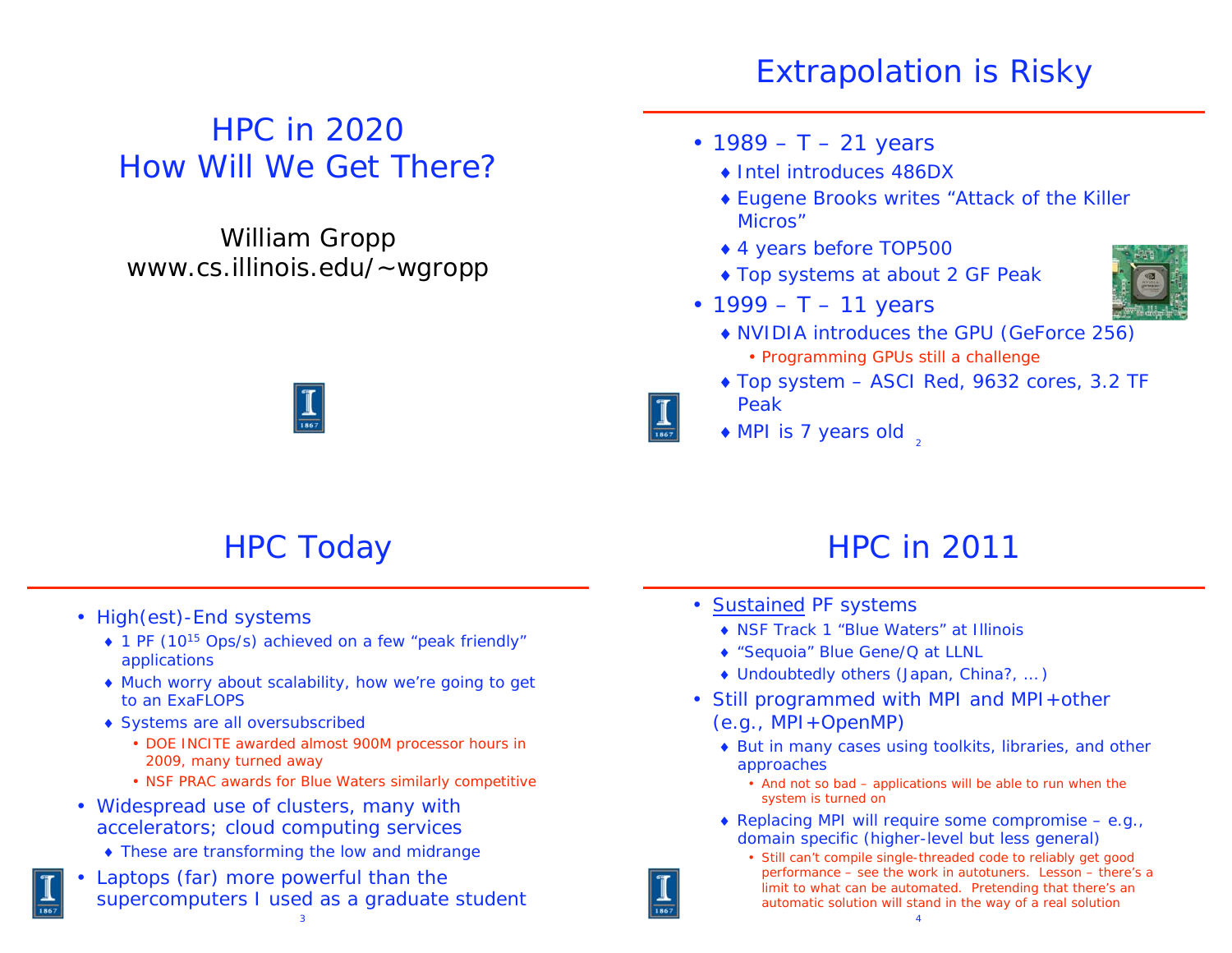# HPC in 2020
# How Will We Get There?

William Gropp
www.cs.illinois.edu/~wgropp

## Extrapolation is Risky

- 1989 – T – 21 years
  - Intel introduces 486DX
  - Eugene Brooks writes "Attack of the Killer Micros"
  - 4 years before TOP500
  - Top systems at about 2 GF Peak
- 1999 – T – 11 years
  - NVIDIA introduces the GPU (GeForce 256)
    - Programming GPUs still a challenge
  - Top system – ASCI Red, 9632 cores, 3.2 TF Peak
  - MPI is 7 years old

## HPC Today

- High(est)-End systems
  - 1 PF ($10^{15}$ Ops/s) achieved on a few "peak friendly" applications
  - Much worry about scalability, how we're going to get to an ExaFLOPS
  - Systems are all oversubscribed
    - DOE INCITE awarded almost 900M processor hours in 2009, many turned away
    - NSF PRAC awards for Blue Waters similarly competitive
- Widespread use of clusters, many with accelerators; cloud computing services
  - These are transforming the low and midrange
- Laptops (far) more powerful than the supercomputers I used as a graduate student

## HPC in 2011

- Sustained PF systems
  - NSF Track 1 "Blue Waters" at Illinois
  - "Sequoia" Blue Gene/Q at LLNL
  - Undoubtedly others (Japan, China?, …)
- Still programmed with MPI and MPI+other (e.g., MPI+OpenMP)
  - But in many cases using toolkits, libraries, and other approaches
    - And not so bad – applications will be able to run when the system is turned on
  - Replacing MPI will require some compromise – e.g., domain specific (higher-level but less general)
    - Still can't compile single-threaded code to reliably get good performance – see the work in autotuners. Lesson – there's a limit to what can be automated. Pretending that there's an automatic solution will stand in the way of a real solution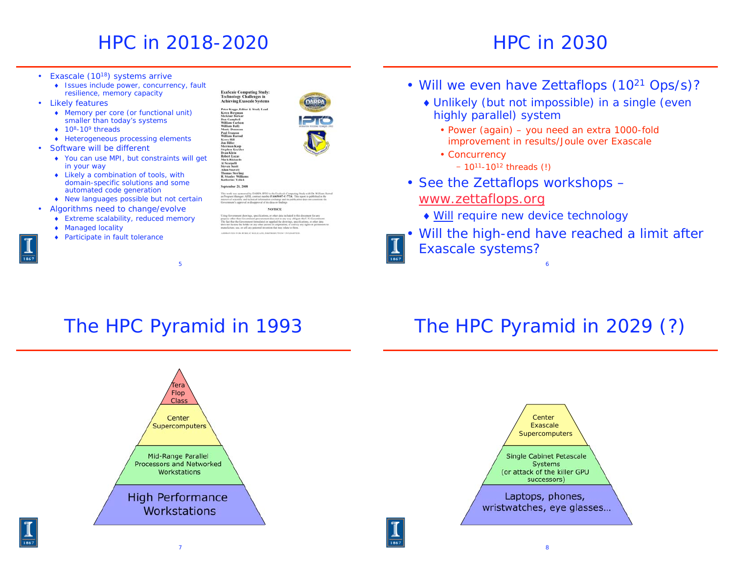## HPC in 2018-2020

- Exascale ($10^{18}$) systems arrive
  - Issues include power, concurrency, fault resilience, memory capacity
- Likely features
  - Memory per core (or functional unit) smaller than today's systems
  - $10^{8}$-$10^{9}$ threads
  - Heterogeneous processing elements
- Software will be different
  - You can use MPI, but constraints will get in your way
  - Likely a combination of tools, with domain-specific solutions and some automated code generation
  - New languages possible but not certain
- Algorithms need to change/evolve
  - Extreme scalability, reduced memory
  - Managed locality
  - Participate in fault tolerance

ExaScale Computing Study: Technology Challenges in Achieving Exascale Systems

Peter Kogge, Editor & Study Lead
Keren Bergman
Shekhar Borkar
Dan Campbell
William Carlson
William Dally
Monty Denneau
Paul Franzon
William Harrod
Kerry Hill
Jon Hiller
Sherman Karp
Stephen Keckler
Dean Klein
Robert Lucas
Mark Richards
Al Scarpelli
Steven Scott
Allan Snavely
Thomas Sterling
R. Stanley Williams
Katherine Yelick

September 28, 2008

## HPC in 2030

- Will we even have Zettaflops ($10^{21}$ Ops/s)?
  - Unlikely (but not impossible) in a single (even highly parallel) system
    - Power (again) – you need an extra 1000-fold improvement in results/Joule over Exascale
    - Concurrency
      - $10^{11}$-$10^{12}$ threads (!)
- See the Zettaflops workshops – www.zettaflops.org
  - Will require new device technology
- Will the high-end have reached a limit after Exascale systems?

## The HPC Pyramid in 1993

- Tera Flop Class
- Center Supercomputers
- Mid-Range Parallel Processors and Networked Workstations
- High Performance Workstations

## The HPC Pyramid in 2029 (?)

- Center Exascale Supercomputers
- Single Cabinet Petascale Systems (or attack of the killer GPU successors)
- Laptops, phones, wristwatches, eye glasses…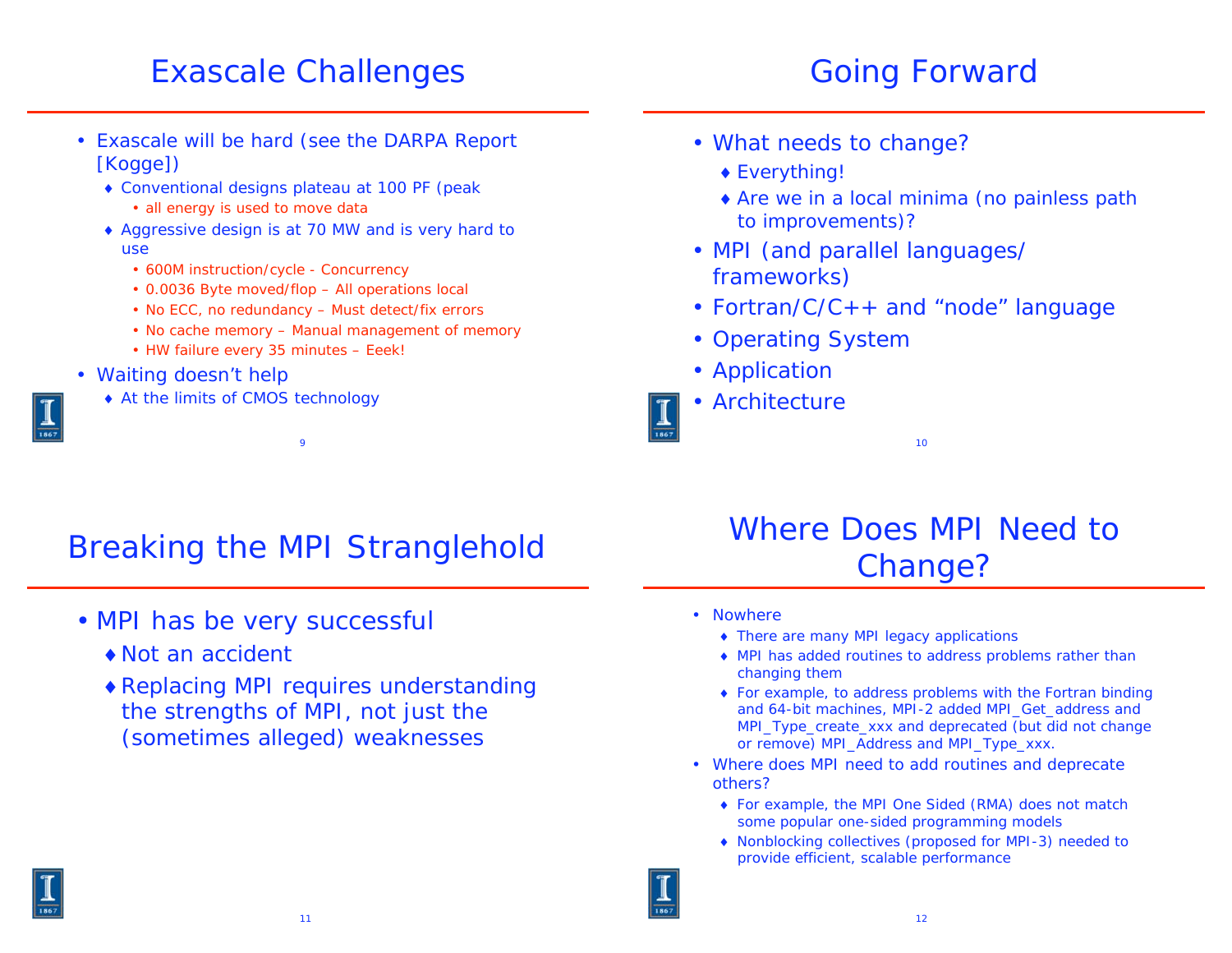## Exascale Challenges

- Exascale will be hard (see the DARPA Report [Kogge])
  - Conventional designs plateau at 100 PF (peak
    - all energy is used to move data
  - Aggressive design is at 70 MW and is very hard to use
    - 600M instruction/cycle - Concurrency
    - 0.0036 Byte moved/flop – All operations local
    - No ECC, no redundancy – Must detect/fix errors
    - No cache memory – Manual management of memory
    - HW failure every 35 minutes – Eeek!
- Waiting doesn't help
  - At the limits of CMOS technology

## Going Forward

- What needs to change?
  - Everything!
  - Are we in a local minima (no painless path to improvements)?
- MPI (and parallel languages/ frameworks)
- Fortran/C/C++ and "node" language
- Operating System
- Application
- Architecture

## Breaking the MPI Stranglehold

- MPI has be very successful
  - Not an accident
  - Replacing MPI requires understanding the strengths of MPI, not just the (sometimes alleged) weaknesses

## Where Does MPI Need to Change?

- Nowhere
  - There are many MPI legacy applications
  - MPI has added routines to address problems rather than changing them
  - For example, to address problems with the Fortran binding and 64-bit machines, MPI-2 added MPI_Get_address and MPI_Type_create_xxx and deprecated (but did not change or remove) MPI_Address and MPI_Type_xxx.
- Where does MPI need to add routines and deprecate others?
  - For example, the MPI One Sided (RMA) does not match some popular one-sided programming models
  - Nonblocking collectives (proposed for MPI-3) needed to provide efficient, scalable performance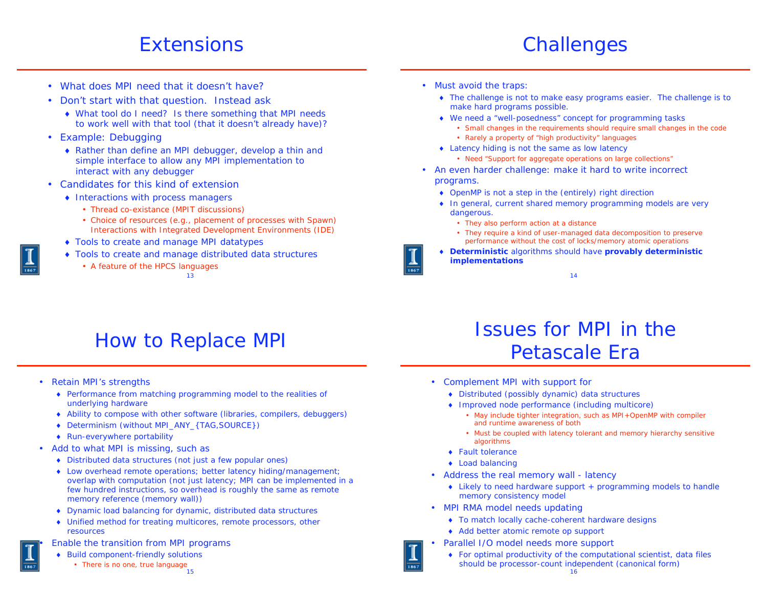# Extensions

- What does MPI need that it doesn't have?
- Don't start with that question. Instead ask
  - What tool do I need? Is there something that MPI needs to work well with that tool (that it doesn't already have)?
- Example: Debugging
  - Rather than define an MPI debugger, develop a thin and simple interface to allow any MPI implementation to interact with any debugger
- Candidates for this kind of extension
  - Interactions with process managers
    - Thread co-existance (MPIT discussions)
    - Choice of resources (e.g., placement of processes with Spawn) Interactions with Integrated Development Environments (IDE)
  - Tools to create and manage MPI datatypes
  - Tools to create and manage distributed data structures
    - A feature of the HPCS languages

# Challenges

- Must avoid the traps:
  - The challenge is not to make easy programs easier. The challenge is to make hard programs possible.
  - We need a "well-posedness" concept for programming tasks
    - Small changes in the requirements should require small changes in the code
    - Rarely a property of "high productivity" languages
  - Latency hiding is not the same as low latency
    - Need "Support for aggregate operations on large collections"
- An even harder challenge: make it hard to write incorrect programs.
  - OpenMP is not a step in the (entirely) right direction
  - In general, current shared memory programming models are very dangerous.
    - They also perform action at a distance
    - They require a kind of user-managed data decomposition to preserve performance without the cost of locks/memory atomic operations
  - **Deterministic** algorithms should have **provably deterministic implementations**

# How to Replace MPI

- Retain MPI's strengths
  - Performance from matching programming model to the realities of underlying hardware
  - Ability to compose with other software (libraries, compilers, debuggers)
  - Determinism (without MPI_ANY_{TAG,SOURCE})
  - Run-everywhere portability
- Add to what MPI is missing, such as
  - Distributed data structures (not just a few popular ones)
  - Low overhead remote operations; better latency hiding/management; overlap with computation (not just latency; MPI can be implemented in a few hundred instructions, so overhead is roughly the same as remote memory reference (memory wall))
  - Dynamic load balancing for dynamic, distributed data structures
  - Unified method for treating multicores, remote processors, other resources
- Enable the transition from MPI programs
  - Build component-friendly solutions
    - There is no one, true language

# Issues for MPI in the Petascale Era

- Complement MPI with support for
  - Distributed (possibly dynamic) data structures
  - Improved node performance (including multicore)
    - May include tighter integration, such as MPI+OpenMP with compiler and runtime awareness of both
    - Must be coupled with latency tolerant and memory hierarchy sensitive algorithms
  - Fault tolerance
  - Load balancing
- Address the real memory wall - latency
  - Likely to need hardware support + programming models to handle memory consistency model
- MPI RMA model needs updating
  - To match locally cache-coherent hardware designs
  - Add better atomic remote op support
- Parallel I/O model needs more support
  - For optimal productivity of the computational scientist, data files should be processor-count independent (canonical form)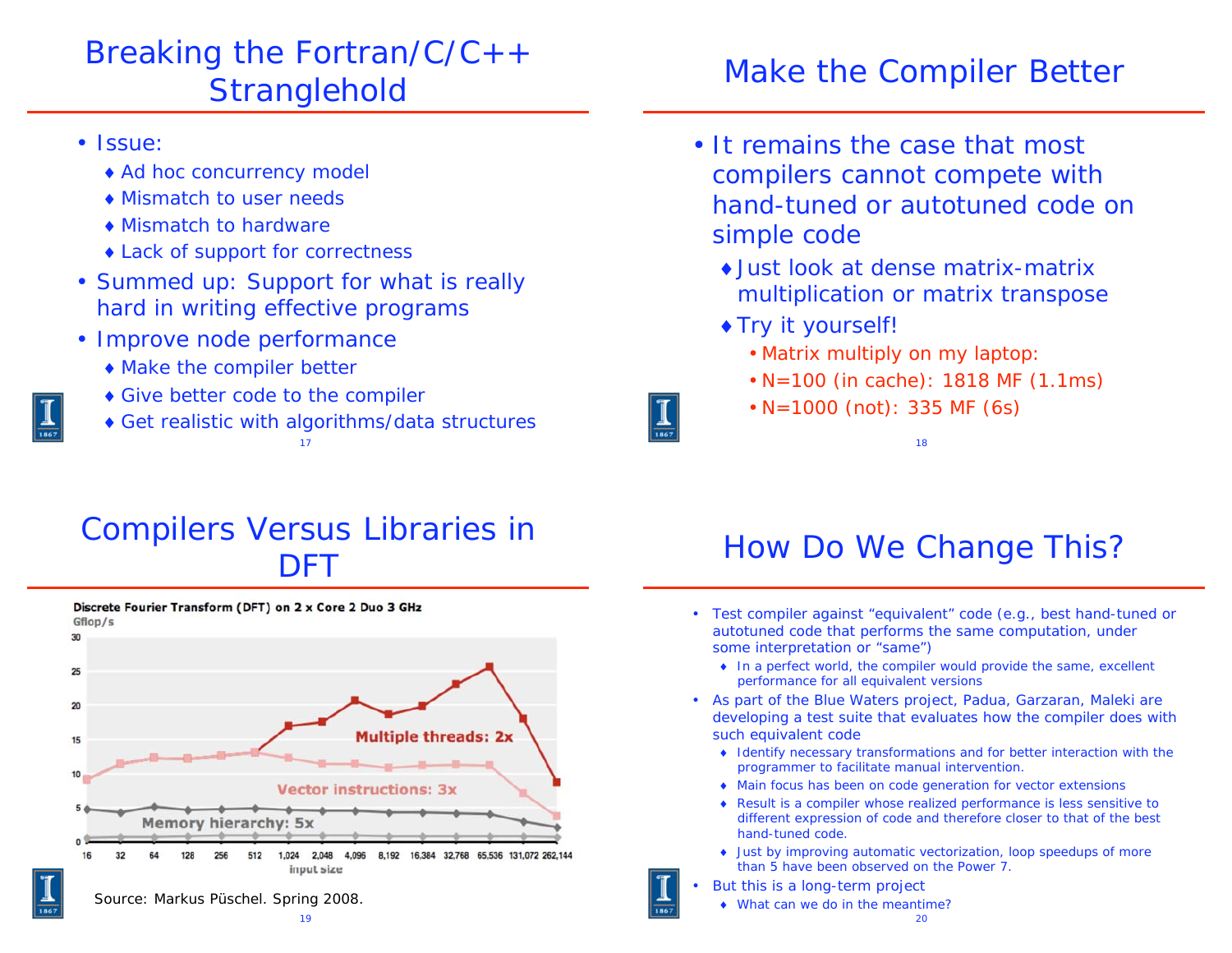# Breaking the Fortran/C/C++ Stranglehold

- Issue:
  - Ad hoc concurrency model
  - Mismatch to user needs
  - Mismatch to hardware
  - Lack of support for correctness
- Summed up: Support for what is really hard in writing effective programs
- Improve node performance
  - Make the compiler better
  - Give better code to the compiler
  - Get realistic with algorithms/data structures

# Make the Compiler Better

- It remains the case that most compilers cannot compete with hand-tuned or autotuned code on simple code
  - Just look at dense matrix-matrix multiplication or matrix transpose
  - Try it yourself!
    - Matrix multiply on my laptop:
    - N=100 (in cache): 1818 MF (1.1ms)
    - N=1000 (not): 335 MF (6s)

# Compilers Versus Libraries in DFT

**Discrete Fourier Transform (DFT) on 2 x Core 2 Duo 3 GHz**

Gflop/s

Multiple threads: 2x

Vector instructions: 3x

Memory hierarchy: 5x

input size: 16, 32, 64, 128, 256, 512, 1,024, 2,048, 4,096, 8,192, 16,384, 32,768, 65,536, 131,072, 262,144

Source: Markus Püschel. Spring 2008.

# How Do We Change This?

- Test compiler against "equivalent" code (e.g., best hand-tuned or autotuned code that performs the same computation, under some interpretation or "same")
  - In a perfect world, the compiler would provide the same, excellent performance for all equivalent versions
- As part of the Blue Waters project, Padua, Garzaran, Maleki are developing a test suite that evaluates how the compiler does with such equivalent code
  - Identify necessary transformations and for better interaction with the programmer to facilitate manual intervention.
  - Main focus has been on code generation for vector extensions
  - Result is a compiler whose realized performance is less sensitive to different expression of code and therefore closer to that of the best hand-tuned code.
  - Just by improving automatic vectorization, loop speedups of more than 5 have been observed on the Power 7.
- But this is a long-term project
  - What can we do in the meantime?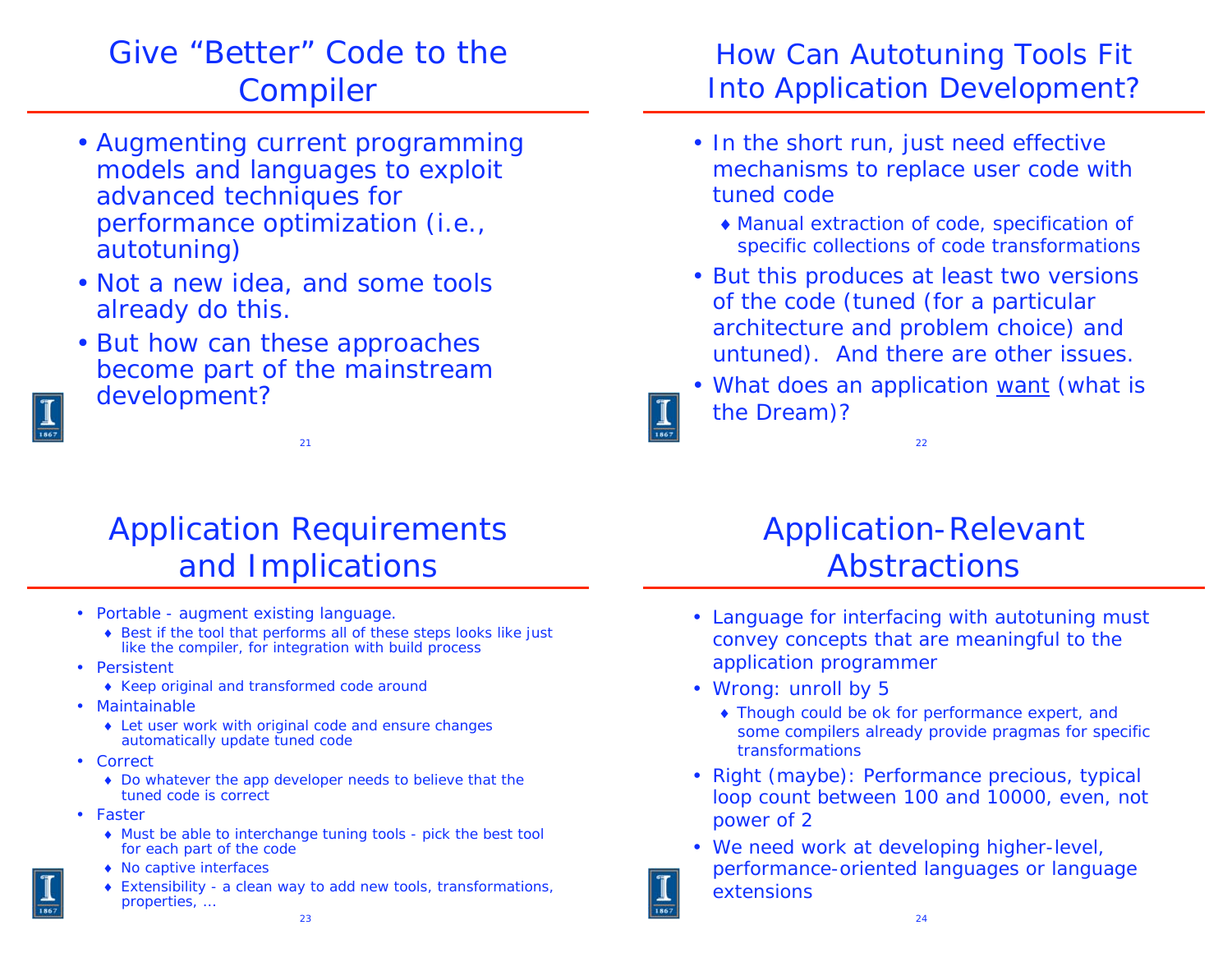## Give "Better" Code to the Compiler

- Augmenting current programming models and languages to exploit advanced techniques for performance optimization (i.e., autotuning)
- Not a new idea, and some tools already do this.
- But how can these approaches become part of the mainstream development?

## How Can Autotuning Tools Fit Into Application Development?

- In the short run, just need effective mechanisms to replace user code with tuned code
  - Manual extraction of code, specification of specific collections of code transformations
- But this produces at least two versions of the code (tuned (for a particular architecture and problem choice) and untuned). And there are other issues.
- What does an application want (what is the Dream)?

## Application Requirements and Implications

- Portable - augment existing language.
  - Best if the tool that performs all of these steps looks like just like the compiler, for integration with build process
- Persistent
  - Keep original and transformed code around
- Maintainable
  - Let user work with original code and ensure changes automatically update tuned code
- Correct
  - Do whatever the app developer needs to believe that the tuned code is correct
- Faster
  - Must be able to interchange tuning tools - pick the best tool for each part of the code
  - No captive interfaces
  - Extensibility - a clean way to add new tools, transformations, properties, ...

## Application-Relevant Abstractions

- Language for interfacing with autotuning must convey concepts that are meaningful to the application programmer
- Wrong: unroll by 5
  - Though could be ok for performance expert, and some compilers already provide pragmas for specific transformations
- Right (maybe): Performance precious, typical loop count between 100 and 10000, even, not power of 2
- We need work at developing higher-level, performance-oriented languages or language extensions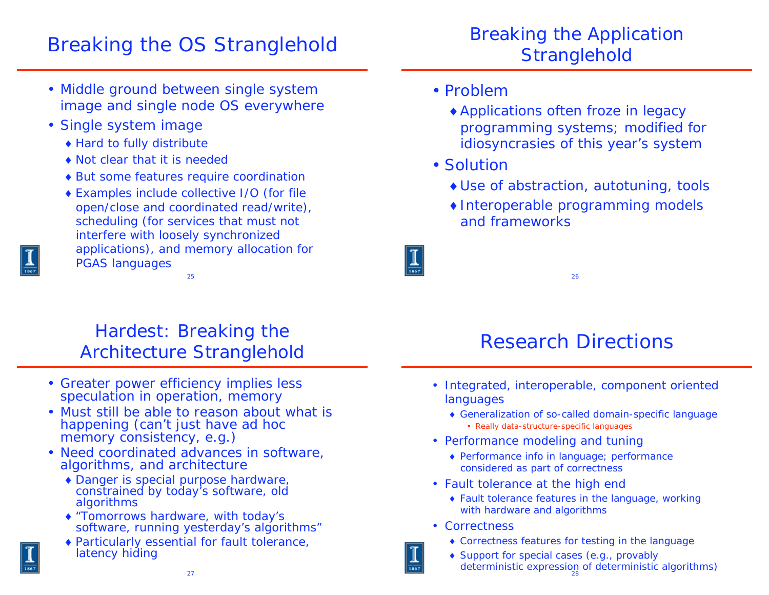# Breaking the OS Stranglehold

- Middle ground between single system image and single node OS everywhere
- Single system image
  - Hard to fully distribute
  - Not clear that it is needed
  - But some features require coordination
  - Examples include collective I/O (for file open/close and coordinated read/write), scheduling (for services that must not interfere with loosely synchronized applications), and memory allocation for PGAS languages

# Breaking the Application Stranglehold

- Problem
  - Applications often froze in legacy programming systems; modified for idiosyncrasies of this year's system
- Solution
  - Use of abstraction, autotuning, tools
  - Interoperable programming models and frameworks

# Hardest: Breaking the Architecture Stranglehold

- Greater power efficiency implies less speculation in operation, memory
- Must still be able to reason about what is happening (can't just have ad hoc memory consistency, e.g.)
- Need coordinated advances in software, algorithms, and architecture
  - Danger is special purpose hardware, constrained by today's software, old algorithms
  - "Tomorrows hardware, with today's software, running yesterday's algorithms"
  - Particularly essential for fault tolerance, latency hiding

# Research Directions

- Integrated, interoperable, component oriented languages
  - Generalization of so-called domain-specific language
    - Really data-structure-specific languages
- Performance modeling and tuning
  - Performance info in language; performance considered as part of correctness
- Fault tolerance at the high end
  - Fault tolerance features in the language, working with hardware and algorithms
- Correctness
  - Correctness features for testing in the language
  - Support for special cases (e.g., provably deterministic expression of deterministic algorithms)